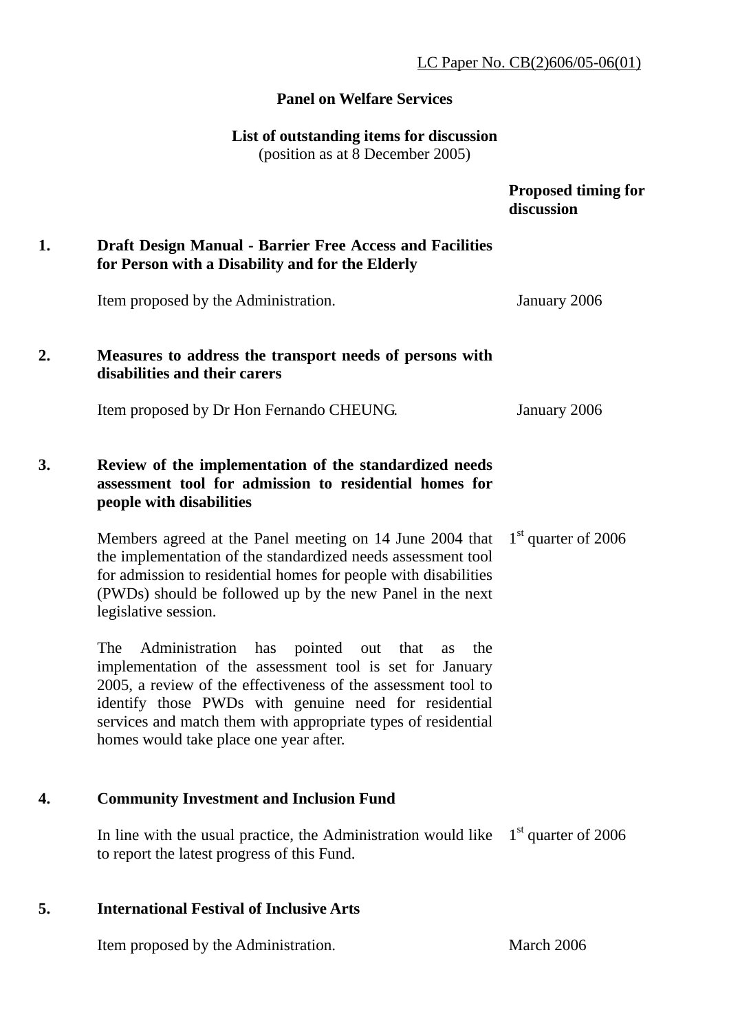LC Paper No. CB(2)606/05-06(01)

**Panel on Welfare Services**

**List of outstanding items for discussion**
(position as at 8 December 2005)

| | | Proposed timing for discussion |
|---|---|---|
| **1.** | **Draft Design Manual - Barrier Free Access and Facilities for Person with a Disability and for the Elderly** | |
| | Item proposed by the Administration. | January 2006 |
| **2.** | **Measures to address the transport needs of persons with disabilities and their carers** | |
| | Item proposed by Dr Hon Fernando CHEUNG. | January 2006 |
| **3.** | **Review of the implementation of the standardized needs assessment tool for admission to residential homes for people with disabilities** | |
| | Members agreed at the Panel meeting on 14 June 2004 that the implementation of the standardized needs assessment tool for admission to residential homes for people with disabilities (PWDs) should be followed up by the new Panel in the next legislative session.<br><br>The Administration has pointed out that as the implementation of the assessment tool is set for January 2005, a review of the effectiveness of the assessment tool to identify those PWDs with genuine need for residential services and match them with appropriate types of residential homes would take place one year after. | 1st quarter of 2006 |
| **4.** | **Community Investment and Inclusion Fund** | |
| | In line with the usual practice, the Administration would like to report the latest progress of this Fund. | 1st quarter of 2006 |
| **5.** | **International Festival of Inclusive Arts** | |
| | Item proposed by the Administration. | March 2006 |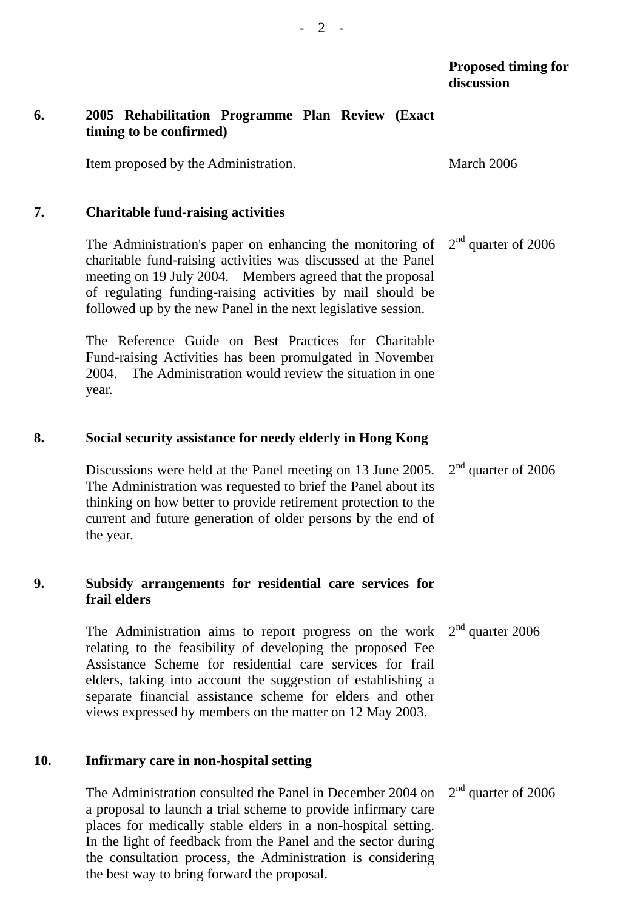| | | Proposed timing for discussion |
|---|---|---|
| **6.** | **2005 Rehabilitation Programme Plan Review (Exact timing to be confirmed)** | |
| | Item proposed by the Administration. | March 2006 |
| **7.** | **Charitable fund-raising activities** | |
| | The Administration's paper on enhancing the monitoring of charitable fund-raising activities was discussed at the Panel meeting on 19 July 2004. Members agreed that the proposal of regulating funding-raising activities by mail should be followed up by the new Panel in the next legislative session.<br><br>The Reference Guide on Best Practices for Charitable Fund-raising Activities has been promulgated in November 2004. The Administration would review the situation in one year. | 2nd quarter of 2006 |
| **8.** | **Social security assistance for needy elderly in Hong Kong** | |
| | Discussions were held at the Panel meeting on 13 June 2005. The Administration was requested to brief the Panel about its thinking on how better to provide retirement protection to the current and future generation of older persons by the end of the year. | 2nd quarter of 2006 |
| **9.** | **Subsidy arrangements for residential care services for frail elders** | |
| | The Administration aims to report progress on the work relating to the feasibility of developing the proposed Fee Assistance Scheme for residential care services for frail elders, taking into account the suggestion of establishing a separate financial assistance scheme for elders and other views expressed by members on the matter on 12 May 2003. | 2nd quarter 2006 |
| **10.** | **Infirmary care in non-hospital setting** | |
| | The Administration consulted the Panel in December 2004 on a proposal to launch a trial scheme to provide infirmary care places for medically stable elders in a non-hospital setting. In the light of feedback from the Panel and the sector during the consultation process, the Administration is considering the best way to bring forward the proposal. | 2nd quarter of 2006 |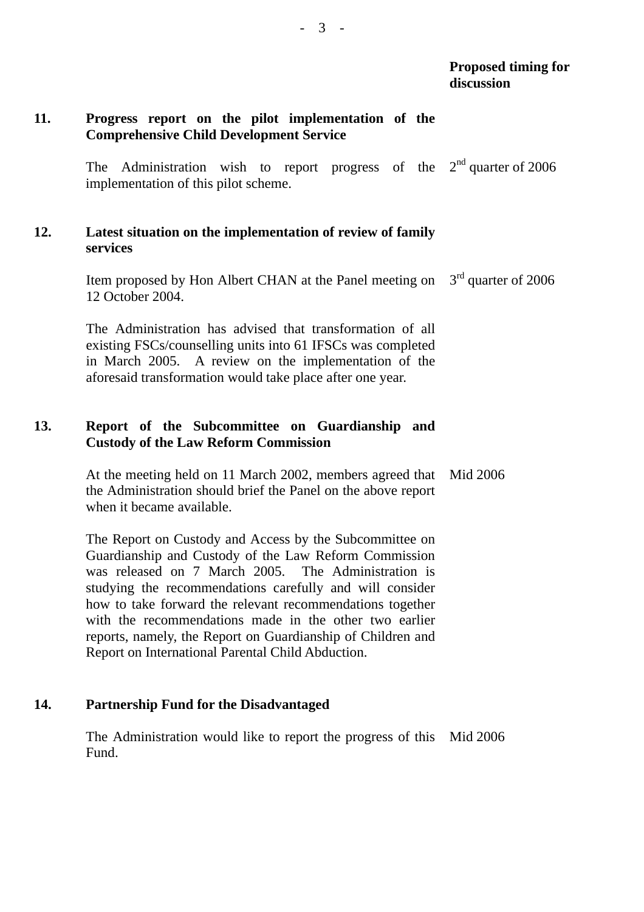| | | Proposed timing for discussion |
|---|---|---|
| **11.** | **Progress report on the pilot implementation of the Comprehensive Child Development Service** | |
| | The Administration wish to report progress of the implementation of this pilot scheme. | 2nd quarter of 2006 |
| **12.** | **Latest situation on the implementation of review of family services** | |
| | Item proposed by Hon Albert CHAN at the Panel meeting on 12 October 2004. | 3rd quarter of 2006 |
| | The Administration has advised that transformation of all existing FSCs/counselling units into 61 IFSCs was completed in March 2005. A review on the implementation of the aforesaid transformation would take place after one year. | |
| **13.** | **Report of the Subcommittee on Guardianship and Custody of the Law Reform Commission** | |
| | At the meeting held on 11 March 2002, members agreed that the Administration should brief the Panel on the above report when it became available. | Mid 2006 |
| | The Report on Custody and Access by the Subcommittee on Guardianship and Custody of the Law Reform Commission was released on 7 March 2005. The Administration is studying the recommendations carefully and will consider how to take forward the relevant recommendations together with the recommendations made in the other two earlier reports, namely, the Report on Guardianship of Children and Report on International Parental Child Abduction. | |
| **14.** | **Partnership Fund for the Disadvantaged** | |
| | The Administration would like to report the progress of this Fund. | Mid 2006 |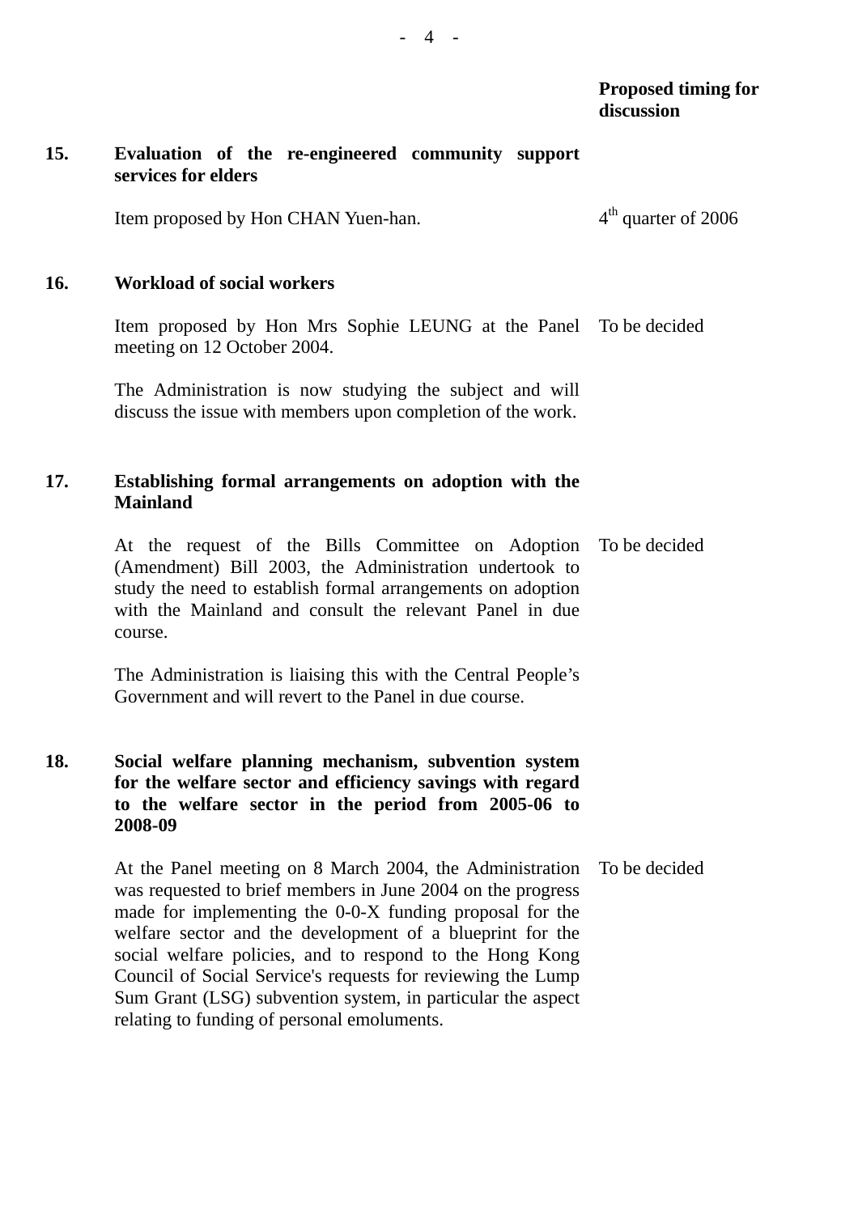| | | Proposed timing for discussion |
|---|---|---|
| **15.** | **Evaluation of the re-engineered community support services for elders** | |
| | Item proposed by Hon CHAN Yuen-han. | $4^{th}$ quarter of 2006 |
| **16.** | **Workload of social workers** | |
| | Item proposed by Hon Mrs Sophie LEUNG at the Panel meeting on 12 October 2004. | To be decided |
| | The Administration is now studying the subject and will discuss the issue with members upon completion of the work. | |
| **17.** | **Establishing formal arrangements on adoption with the Mainland** | |
| | At the request of the Bills Committee on Adoption (Amendment) Bill 2003, the Administration undertook to study the need to establish formal arrangements on adoption with the Mainland and consult the relevant Panel in due course. | To be decided |
| | The Administration is liaising this with the Central People's Government and will revert to the Panel in due course. | |
| **18.** | **Social welfare planning mechanism, subvention system for the welfare sector and efficiency savings with regard to the welfare sector in the period from 2005-06 to 2008-09** | |
| | At the Panel meeting on 8 March 2004, the Administration was requested to brief members in June 2004 on the progress made for implementing the 0-0-X funding proposal for the welfare sector and the development of a blueprint for the social welfare policies, and to respond to the Hong Kong Council of Social Service's requests for reviewing the Lump Sum Grant (LSG) subvention system, in particular the aspect relating to funding of personal emoluments. | To be decided |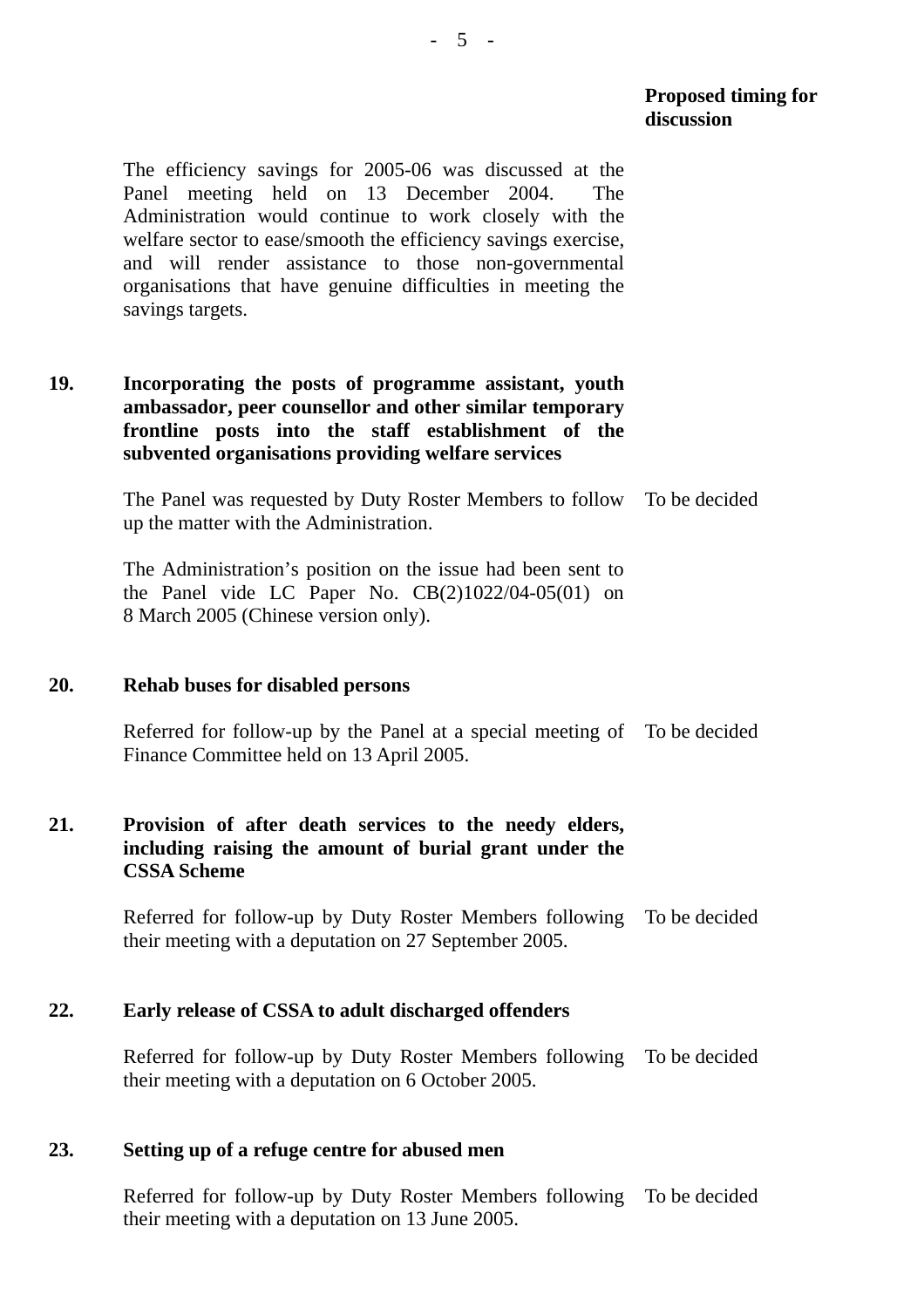**Proposed timing for discussion**

The efficiency savings for 2005-06 was discussed at the Panel meeting held on 13 December 2004. The Administration would continue to work closely with the welfare sector to ease/smooth the efficiency savings exercise, and will render assistance to those non-governmental organisations that have genuine difficulties in meeting the savings targets.

**19. Incorporating the posts of programme assistant, youth ambassador, peer counsellor and other similar temporary frontline posts into the staff establishment of the subvented organisations providing welfare services**

The Panel was requested by Duty Roster Members to follow up the matter with the Administration. — To be decided

The Administration's position on the issue had been sent to the Panel vide LC Paper No. CB(2)1022/04-05(01) on 8 March 2005 (Chinese version only).

**20. Rehab buses for disabled persons**

Referred for follow-up by the Panel at a special meeting of Finance Committee held on 13 April 2005. — To be decided

**21. Provision of after death services to the needy elders, including raising the amount of burial grant under the CSSA Scheme**

Referred for follow-up by Duty Roster Members following their meeting with a deputation on 27 September 2005. — To be decided

**22. Early release of CSSA to adult discharged offenders**

Referred for follow-up by Duty Roster Members following their meeting with a deputation on 6 October 2005. — To be decided

**23. Setting up of a refuge centre for abused men**

Referred for follow-up by Duty Roster Members following their meeting with a deputation on 13 June 2005. — To be decided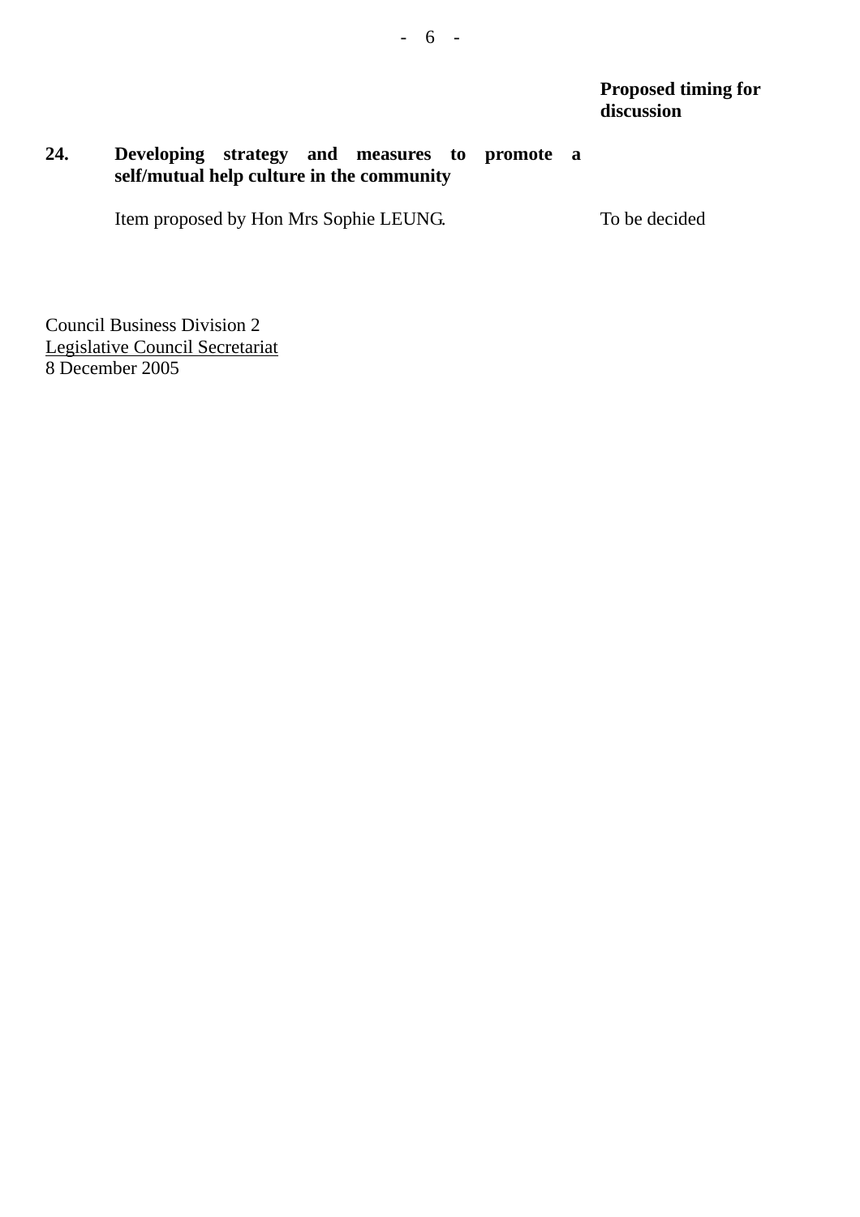| | | Proposed timing for discussion |
|---|---|---|
| **24.** | **Developing strategy and measures to promote a self/mutual help culture in the community** | |
| | Item proposed by Hon Mrs Sophie LEUNG. | To be decided |

Council Business Division 2
Legislative Council Secretariat
8 December 2005